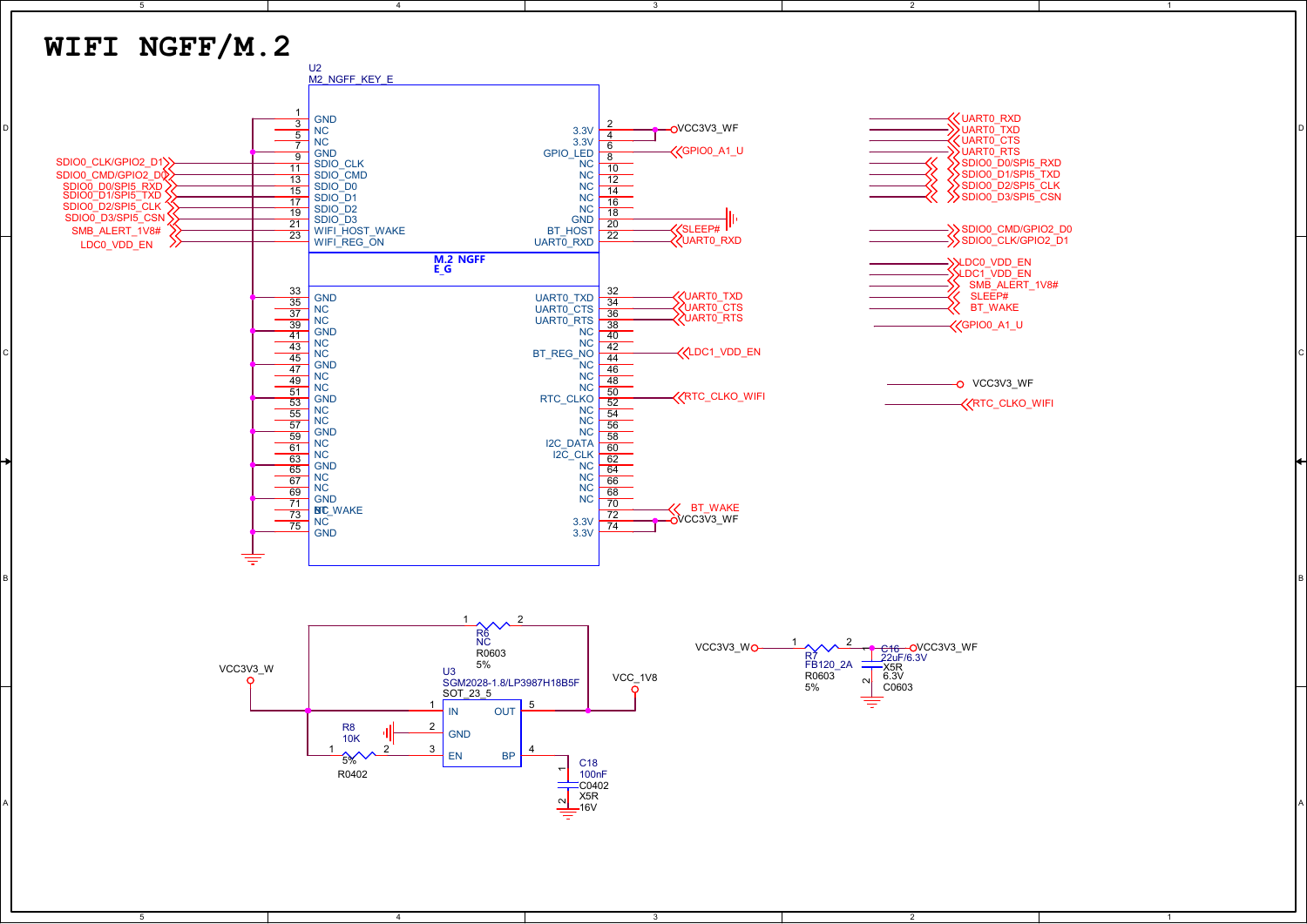# WIFI NGFF/M.2

U2
M2_NGFF_KEY_E

M.2 NGFF
E_G

| Pin | Left signal | Net |
|---|---|---|
| 1 | GND | GND |
| 3 | NC | |
| 5 | NC | |
| 7 | GND | GND |
| 9 | SDIO_CLK | SDIO0_CLK/GPIO2_D1 |
| 11 | SDIO_CMD | SDIO0_CMD/GPIO2_D0 |
| 13 | SDIO_D0 | SDIO0_D0/SPI5_RXD |
| 15 | SDIO_D1 | SDIO0_D1/SPI5_TXD |
| 17 | SDIO_D2 | SDIO0_D2/SPI5_CLK |
| 19 | SDIO_D3 | SDIO0_D3/SPI5_CSN |
| 21 | WIFI_HOST_WAKE | SMB_ALERT_1V8# |
| 23 | WIFI_REG_ON | LDC0_VDD_EN |
| 33 | GND | GND |
| 35 | NC | |
| 37 | NC | |
| 39 | GND | GND |
| 41 | NC | |
| 43 | NC | |
| 45 | GND | GND |
| 47 | NC | |
| 49 | NC | |
| 51 | GND | GND |
| 53 | NC | |
| 55 | NC | |
| 57 | GND | GND |
| 59 | NC | |
| 61 | NC | |
| 63 | GND | GND |
| 65 | NC | |
| 67 | NC | |
| 69 | GND | GND |
| 71 | NC | |
| 73 | NC | |
| 75 | GND | GND |

| Pin | Right signal | Net |
|---|---|---|
| 2 | 3.3V | VCC3V3_WF |
| 4 | 3.3V | VCC3V3_WF |
| 6 | GPIO_LED | GPIO0_A1_U |
| 8 | NC | |
| 10 | NC | |
| 12 | NC | |
| 14 | NC | |
| 16 | NC | |
| 18 | GND | GND |
| 20 | BT_HOST | SLEEP# |
| 22 | UART0_RXD | UART0_RXD |
| 32 | UART0_TXD | UART0_TXD |
| 34 | UART0_CTS | UART0_CTS |
| 36 | UART0_RTS | UART0_RTS |
| 38 | NC | |
| 40 | NC | |
| 42 | BT_REG_NO | LDC1_VDD_EN |
| 44 | NC | |
| 46 | NC | |
| 48 | NC | |
| 50 | RTC_CLKO | RTC_CLKO_WIFI |
| 52 | NC | |
| 54 | NC | |
| 56 | NC | |
| 58 | I2C_DATA | |
| 60 | I2C_CLK | |
| 62 | NC | |
| 64 | NC | |
| 66 | NC | |
| 68 | NC | |
| 70 | BT_WAKE | BT_WAKE |
| 72 | 3.3V | VCC3V3_WF |
| 74 | 3.3V | VCC3V3_WF |

Off-page connectors: UART0_RXD, UART0_TXD, UART0_CTS, UART0_RTS, SDIO0_D0/SPI5_RXD, SDIO0_D1/SPI5_TXD, SDIO0_D2/SPI5_CLK, SDIO0_D3/SPI5_CSN, SDIO0_CMD/GPIO2_D0, SDIO0_CLK/GPIO2_D1, LDC0_VDD_EN, LDC1_VDD_EN, SMB_ALERT_1V8#, SLEEP#, BT_WAKE, GPIO0_A1_U, VCC3V3_WF, RTC_CLKO_WIFI

LDO: U3 SGM2028-1.8/LP3987H18B5F, SOT_23_5
- Pin 1 IN — VCC3V3_W
- Pin 2 GND
- Pin 3 EN — via R8 10K 5% R0402 to VCC3V3_W
- Pin 4 BP — C18 100nF C0402 X5R 16V to GND
- Pin 5 OUT — VCC_1V8
- R6 NC R0603 5% between VCC3V3_W and VCC_1V8

Power filter: VCC3V3_W — R7 FB120_2A R0603 5% — VCC3V3_WF; C16 22uF/6.3V X5R 6.3V C0603 to GND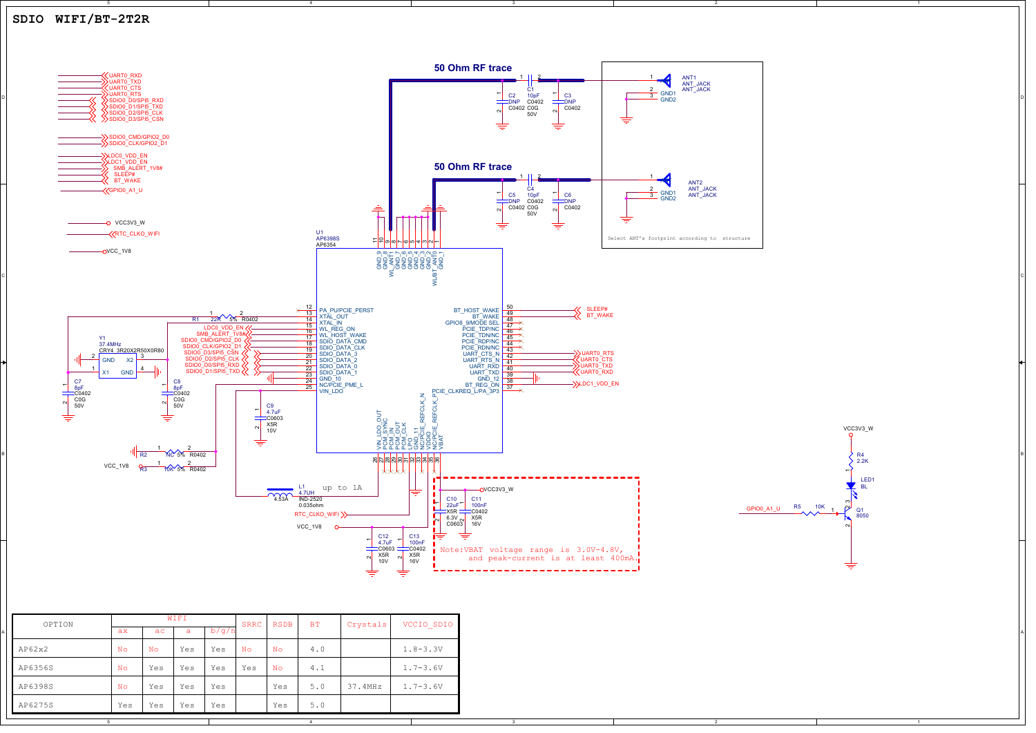# SDIO WIFI/BT-2T2R

50 Ohm RF trace

50 Ohm RF trace

Select ANT's footprint according to structure

Note:VBAT voltage range is 3.0V-4.8V, and peak-current is at least 400mA.

up to 1A

| OPTION | WIFI | | | | SRRC | RSDB | BT | Crystals | VCCIO_SDIO |
|---|---|---|---|---|---|---|---|---|---|
| | ax | ac | a | b/g/n | | | | | |
| AP62x2 | No | No | Yes | Yes | No | No | 4.0 | | 1.8-3.3V |
| AP6356S | No | Yes | Yes | Yes | Yes | No | 4.1 | | 1.7-3.6V |
| AP6398S | No | Yes | Yes | Yes | | Yes | 5.0 | 37.4MHz | 1.7-3.6V |
| AP6275S | Yes | Yes | Yes | Yes | | Yes | 5.0 | | 1.7-3.6V |